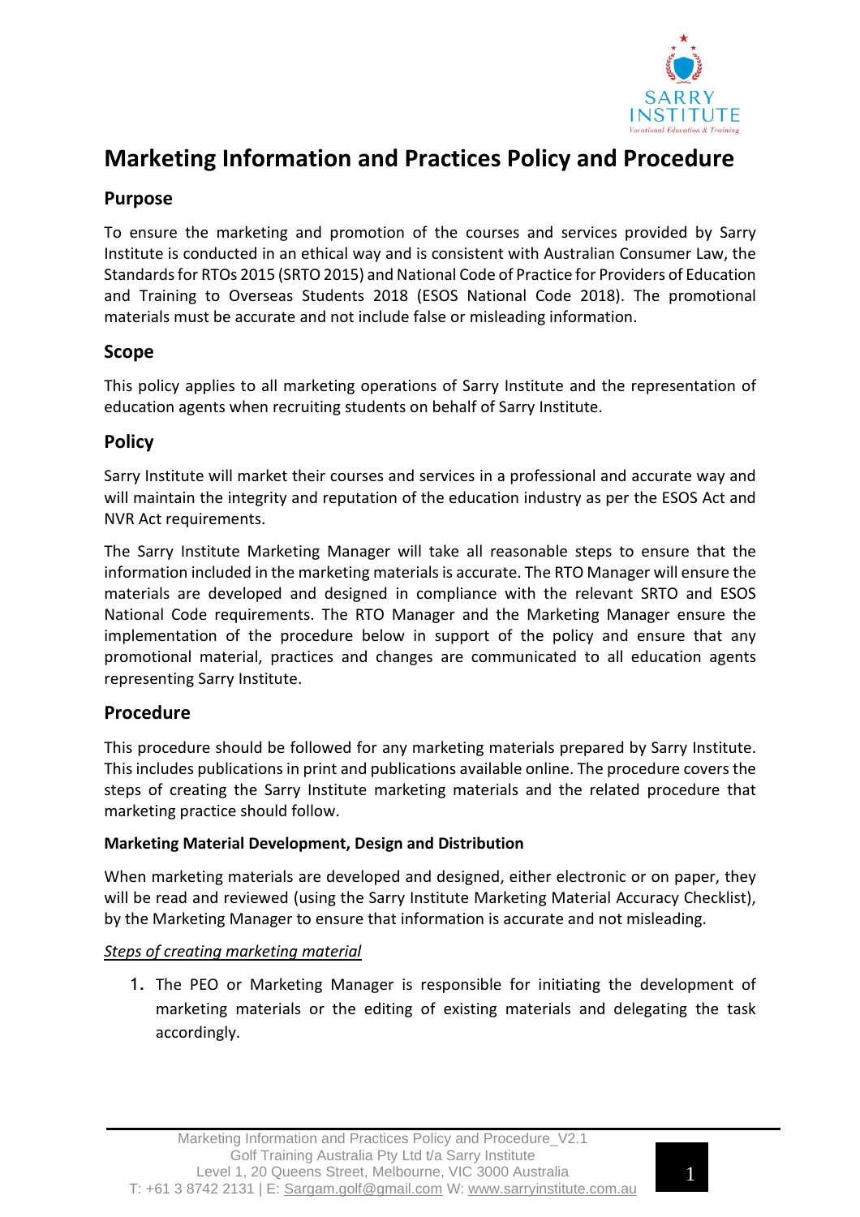# Marketing Information and Practices Policy and Procedure

## Purpose

To ensure the marketing and promotion of the courses and services provided by Sarry Institute is conducted in an ethical way and is consistent with Australian Consumer Law, the Standards for RTOs 2015 (SRTO 2015) and National Code of Practice for Providers of Education and Training to Overseas Students 2018 (ESOS National Code 2018). The promotional materials must be accurate and not include false or misleading information.

## Scope

This policy applies to all marketing operations of Sarry Institute and the representation of education agents when recruiting students on behalf of Sarry Institute.

## Policy

Sarry Institute will market their courses and services in a professional and accurate way and will maintain the integrity and reputation of the education industry as per the ESOS Act and NVR Act requirements.

The Sarry Institute Marketing Manager will take all reasonable steps to ensure that the information included in the marketing materials is accurate. The RTO Manager will ensure the materials are developed and designed in compliance with the relevant SRTO and ESOS National Code requirements. The RTO Manager and the Marketing Manager ensure the implementation of the procedure below in support of the policy and ensure that any promotional material, practices and changes are communicated to all education agents representing Sarry Institute.

## Procedure

This procedure should be followed for any marketing materials prepared by Sarry Institute. This includes publications in print and publications available online. The procedure covers the steps of creating the Sarry Institute marketing materials and the related procedure that marketing practice should follow.

### Marketing Material Development, Design and Distribution

When marketing materials are developed and designed, either electronic or on paper, they will be read and reviewed (using the Sarry Institute Marketing Material Accuracy Checklist), by the Marketing Manager to ensure that information is accurate and not misleading.

*Steps of creating marketing material*

1. The PEO or Marketing Manager is responsible for initiating the development of marketing materials or the editing of existing materials and delegating the task accordingly.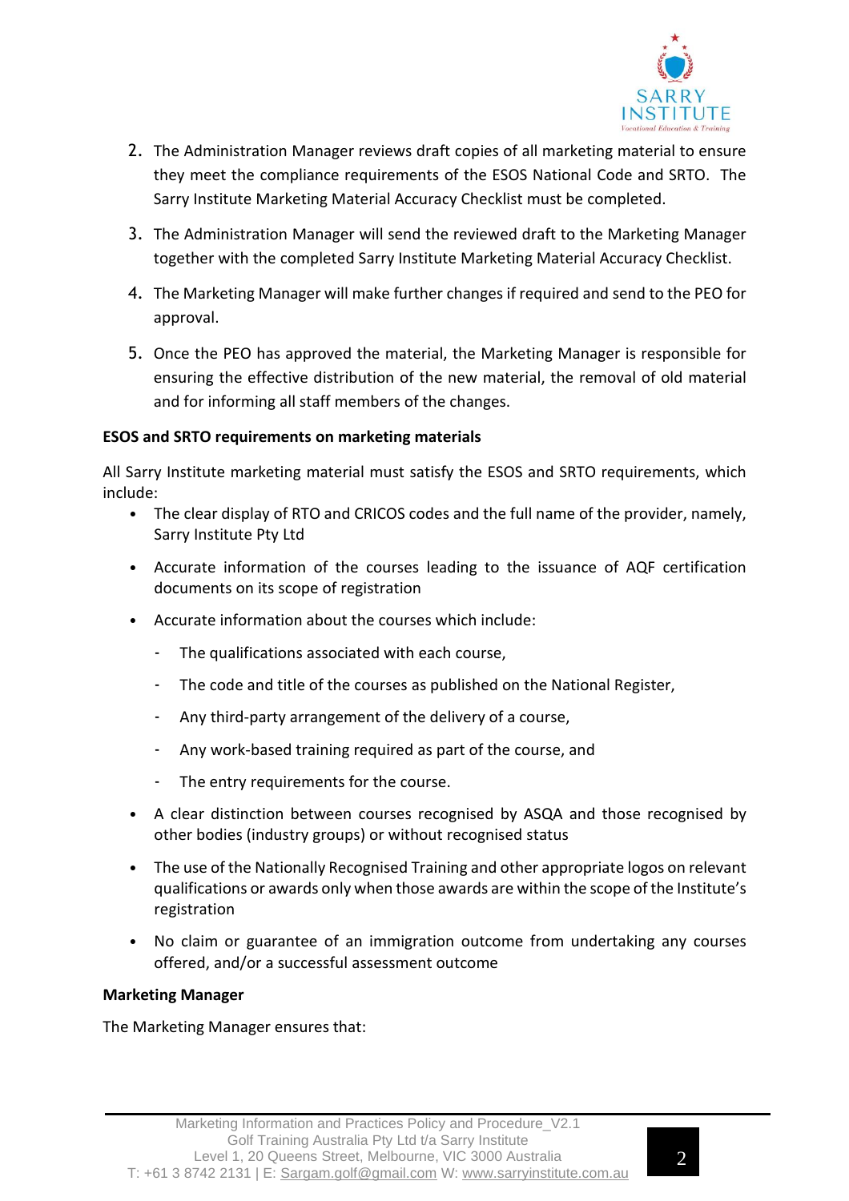2. The Administration Manager reviews draft copies of all marketing material to ensure they meet the compliance requirements of the ESOS National Code and SRTO. The Sarry Institute Marketing Material Accuracy Checklist must be completed.
3. The Administration Manager will send the reviewed draft to the Marketing Manager together with the completed Sarry Institute Marketing Material Accuracy Checklist.
4. The Marketing Manager will make further changes if required and send to the PEO for approval.
5. Once the PEO has approved the material, the Marketing Manager is responsible for ensuring the effective distribution of the new material, the removal of old material and for informing all staff members of the changes.

**ESOS and SRTO requirements on marketing materials**

All Sarry Institute marketing material must satisfy the ESOS and SRTO requirements, which include:

- The clear display of RTO and CRICOS codes and the full name of the provider, namely, Sarry Institute Pty Ltd
- Accurate information of the courses leading to the issuance of AQF certification documents on its scope of registration
- Accurate information about the courses which include:
  - The qualifications associated with each course,
  - The code and title of the courses as published on the National Register,
  - Any third-party arrangement of the delivery of a course,
  - Any work-based training required as part of the course, and
  - The entry requirements for the course.
- A clear distinction between courses recognised by ASQA and those recognised by other bodies (industry groups) or without recognised status
- The use of the Nationally Recognised Training and other appropriate logos on relevant qualifications or awards only when those awards are within the scope of the Institute's registration
- No claim or guarantee of an immigration outcome from undertaking any courses offered, and/or a successful assessment outcome

**Marketing Manager**

The Marketing Manager ensures that: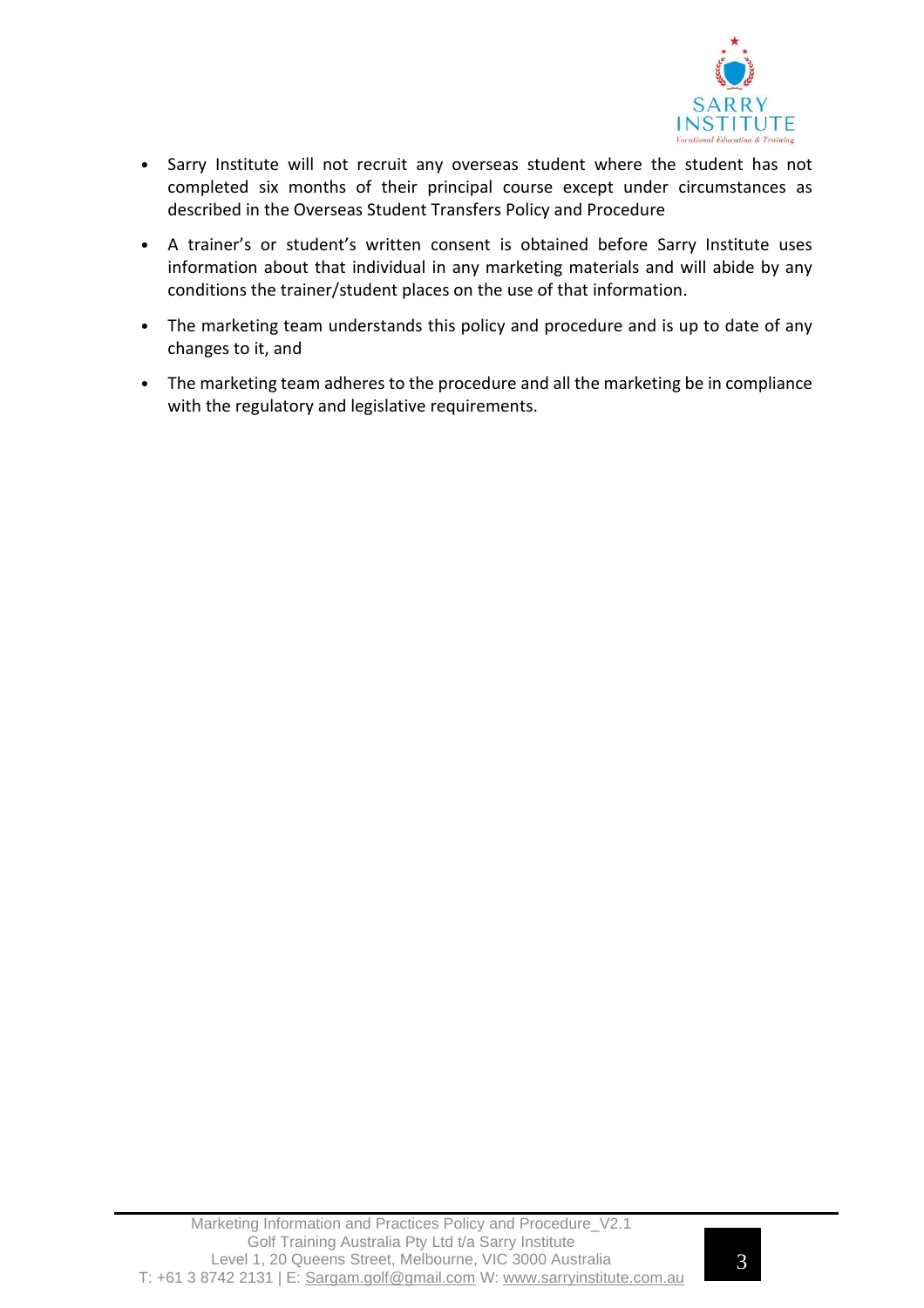- Sarry Institute will not recruit any overseas student where the student has not completed six months of their principal course except under circumstances as described in the Overseas Student Transfers Policy and Procedure
- A trainer's or student's written consent is obtained before Sarry Institute uses information about that individual in any marketing materials and will abide by any conditions the trainer/student places on the use of that information.
- The marketing team understands this policy and procedure and is up to date of any changes to it, and
- The marketing team adheres to the procedure and all the marketing be in compliance with the regulatory and legislative requirements.